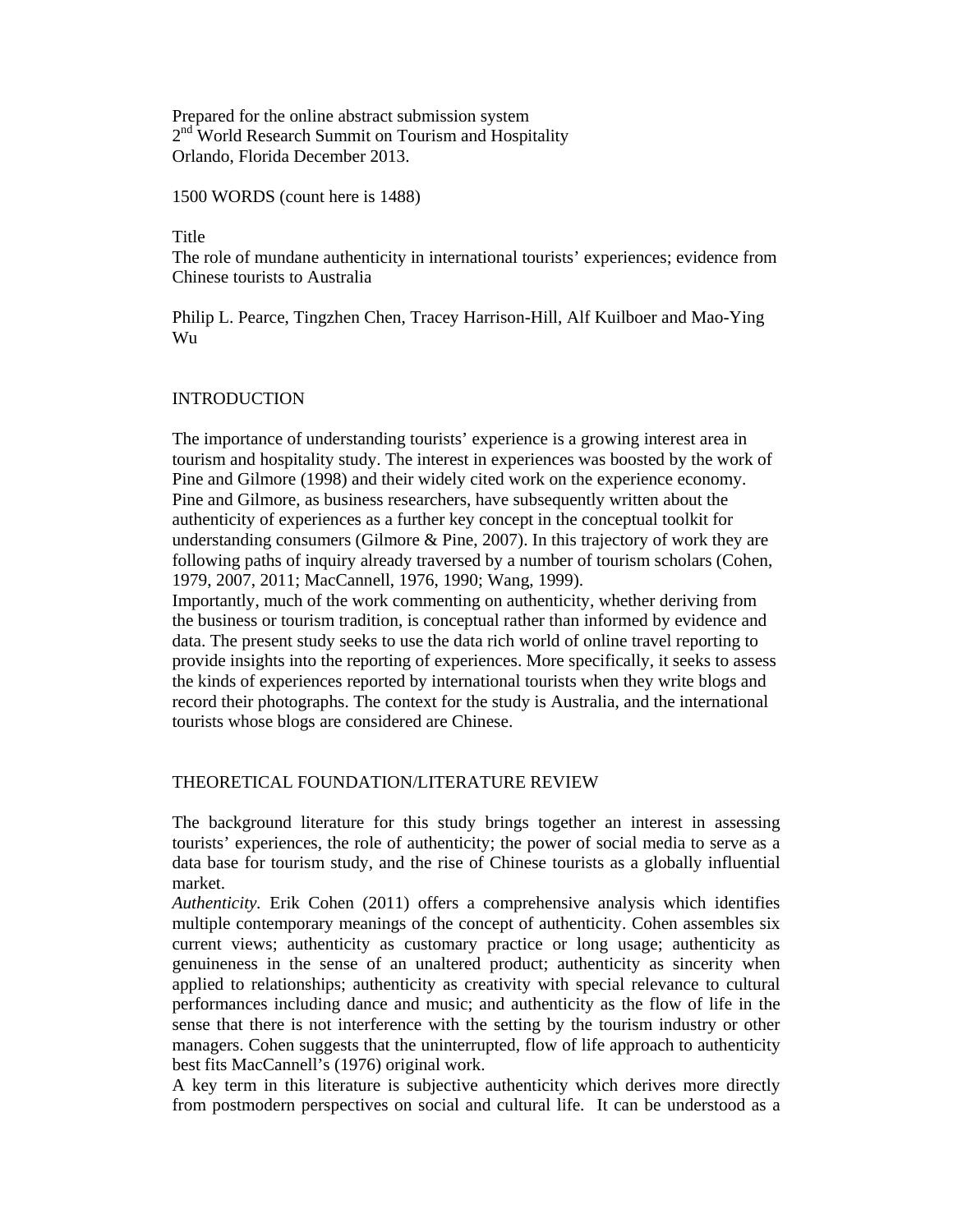Prepared for the online abstract submission system
2nd World Research Summit on Tourism and Hospitality
Orlando, Florida December 2013.

1500 WORDS (count here is 1488)

Title
The role of mundane authenticity in international tourists' experiences; evidence from Chinese tourists to Australia

Philip L. Pearce, Tingzhen Chen, Tracey Harrison-Hill, Alf Kuilboer and Mao-Ying Wu

## INTRODUCTION

The importance of understanding tourists' experience is a growing interest area in tourism and hospitality study. The interest in experiences was boosted by the work of Pine and Gilmore (1998) and their widely cited work on the experience economy. Pine and Gilmore, as business researchers, have subsequently written about the authenticity of experiences as a further key concept in the conceptual toolkit for understanding consumers (Gilmore & Pine, 2007). In this trajectory of work they are following paths of inquiry already traversed by a number of tourism scholars (Cohen, 1979, 2007, 2011; MacCannell, 1976, 1990; Wang, 1999).
Importantly, much of the work commenting on authenticity, whether deriving from the business or tourism tradition, is conceptual rather than informed by evidence and data. The present study seeks to use the data rich world of online travel reporting to provide insights into the reporting of experiences. More specifically, it seeks to assess the kinds of experiences reported by international tourists when they write blogs and record their photographs. The context for the study is Australia, and the international tourists whose blogs are considered are Chinese.

## THEORETICAL FOUNDATION/LITERATURE REVIEW

The background literature for this study brings together an interest in assessing tourists' experiences, the role of authenticity; the power of social media to serve as a data base for tourism study, and the rise of Chinese tourists as a globally influential market.
*Authenticity.* Erik Cohen (2011) offers a comprehensive analysis which identifies multiple contemporary meanings of the concept of authenticity. Cohen assembles six current views; authenticity as customary practice or long usage; authenticity as genuineness in the sense of an unaltered product; authenticity as sincerity when applied to relationships; authenticity as creativity with special relevance to cultural performances including dance and music; and authenticity as the flow of life in the sense that there is not interference with the setting by the tourism industry or other managers. Cohen suggests that the uninterrupted, flow of life approach to authenticity best fits MacCannell's (1976) original work.
A key term in this literature is subjective authenticity which derives more directly from postmodern perspectives on social and cultural life. It can be understood as a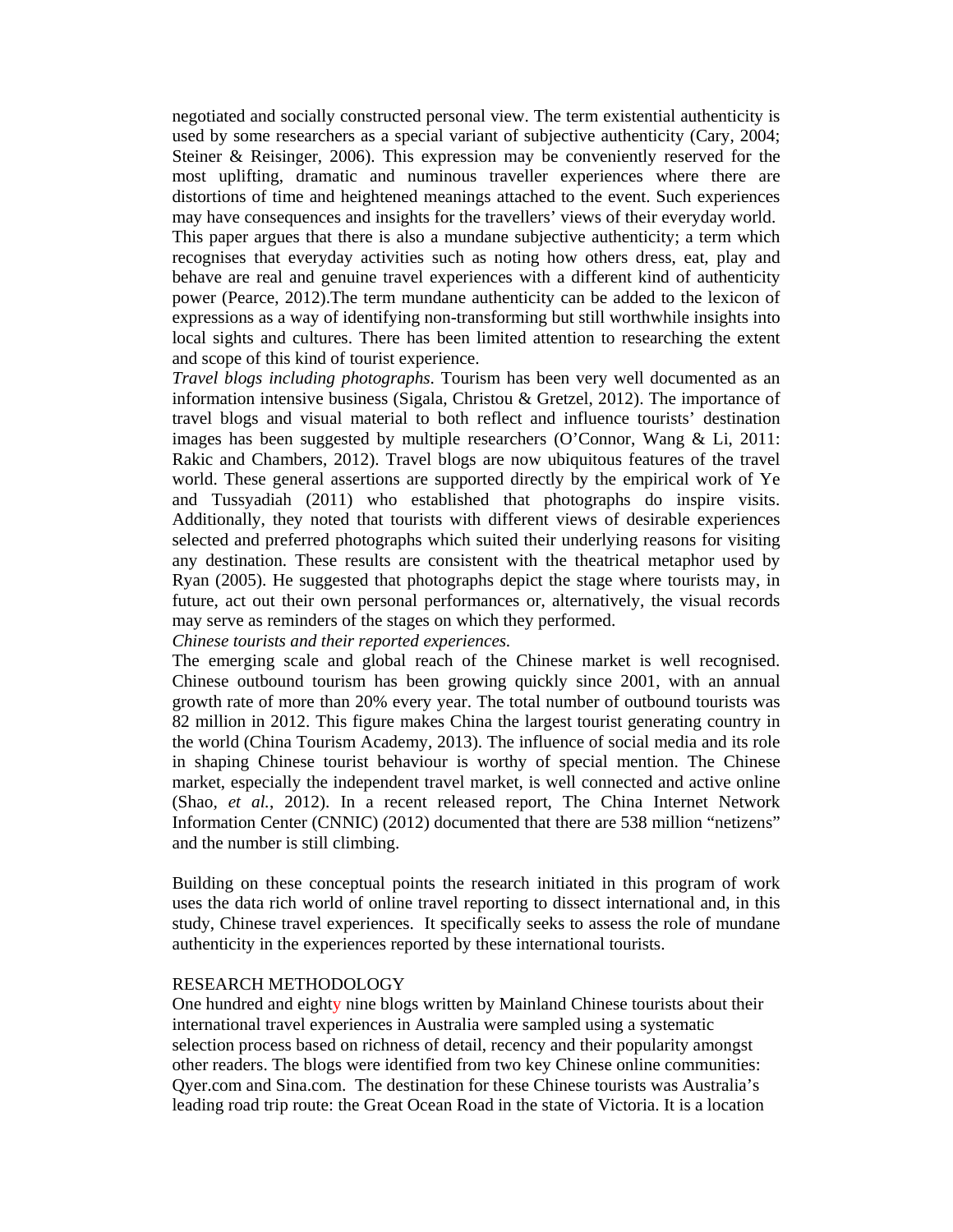negotiated and socially constructed personal view. The term existential authenticity is used by some researchers as a special variant of subjective authenticity (Cary, 2004; Steiner & Reisinger, 2006). This expression may be conveniently reserved for the most uplifting, dramatic and numinous traveller experiences where there are distortions of time and heightened meanings attached to the event. Such experiences may have consequences and insights for the travellers' views of their everyday world.

This paper argues that there is also a mundane subjective authenticity; a term which recognises that everyday activities such as noting how others dress, eat, play and behave are real and genuine travel experiences with a different kind of authenticity power (Pearce, 2012).The term mundane authenticity can be added to the lexicon of expressions as a way of identifying non-transforming but still worthwhile insights into local sights and cultures. There has been limited attention to researching the extent and scope of this kind of tourist experience.

*Travel blogs including photographs*. Tourism has been very well documented as an information intensive business (Sigala, Christou & Gretzel, 2012). The importance of travel blogs and visual material to both reflect and influence tourists' destination images has been suggested by multiple researchers (O'Connor, Wang & Li, 2011: Rakic and Chambers, 2012). Travel blogs are now ubiquitous features of the travel world. These general assertions are supported directly by the empirical work of Ye and Tussyadiah (2011) who established that photographs do inspire visits. Additionally, they noted that tourists with different views of desirable experiences selected and preferred photographs which suited their underlying reasons for visiting any destination. These results are consistent with the theatrical metaphor used by Ryan (2005). He suggested that photographs depict the stage where tourists may, in future, act out their own personal performances or, alternatively, the visual records may serve as reminders of the stages on which they performed.

*Chinese tourists and their reported experiences.*

The emerging scale and global reach of the Chinese market is well recognised. Chinese outbound tourism has been growing quickly since 2001, with an annual growth rate of more than 20% every year. The total number of outbound tourists was 82 million in 2012. This figure makes China the largest tourist generating country in the world (China Tourism Academy, 2013). The influence of social media and its role in shaping Chinese tourist behaviour is worthy of special mention. The Chinese market, especially the independent travel market, is well connected and active online (Shao, *et al.*, 2012). In a recent released report, The China Internet Network Information Center (CNNIC) (2012) documented that there are 538 million "netizens" and the number is still climbing.

Building on these conceptual points the research initiated in this program of work uses the data rich world of online travel reporting to dissect international and, in this study, Chinese travel experiences. It specifically seeks to assess the role of mundane authenticity in the experiences reported by these international tourists.

## RESEARCH METHODOLOGY

One hundred and eighty nine blogs written by Mainland Chinese tourists about their international travel experiences in Australia were sampled using a systematic selection process based on richness of detail, recency and their popularity amongst other readers. The blogs were identified from two key Chinese online communities: Qyer.com and Sina.com. The destination for these Chinese tourists was Australia's leading road trip route: the Great Ocean Road in the state of Victoria. It is a location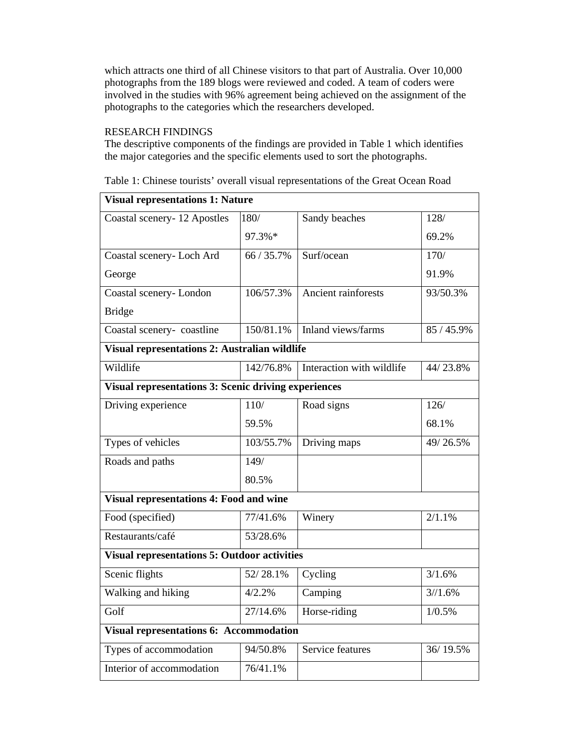which attracts one third of all Chinese visitors to that part of Australia. Over 10,000 photographs from the 189 blogs were reviewed and coded. A team of coders were involved in the studies with 96% agreement being achieved on the assignment of the photographs to the categories which the researchers developed.

## RESEARCH FINDINGS

The descriptive components of the findings are provided in Table 1 which identifies the major categories and the specific elements used to sort the photographs.

Table 1: Chinese tourists' overall visual representations of the Great Ocean Road

| **Visual representations 1: Nature** | | | |
|---|---|---|---|
| Coastal scenery- 12 Apostles | 180/ 97.3%* | Sandy beaches | 128/ 69.2% |
| Coastal scenery- Loch Ard George | 66 / 35.7% | Surf/ocean | 170/ 91.9% |
| Coastal scenery- London Bridge | 106/57.3% | Ancient rainforests | 93/50.3% |
| Coastal scenery- coastline | 150/81.1% | Inland views/farms | 85 / 45.9% |
| **Visual representations 2: Australian wildlife** | | | |
| Wildlife | 142/76.8% | Interaction with wildlife | 44/ 23.8% |
| **Visual representations 3: Scenic driving experiences** | | | |
| Driving experience | 110/ 59.5% | Road signs | 126/ 68.1% |
| Types of vehicles | 103/55.7% | Driving maps | 49/ 26.5% |
| Roads and paths | 149/ 80.5% | | |
| **Visual representations 4: Food and wine** | | | |
| Food (specified) | 77/41.6% | Winery | 2/1.1% |
| Restaurants/café | 53/28.6% | | |
| **Visual representations 5: Outdoor activities** | | | |
| Scenic flights | 52/ 28.1% | Cycling | 3/1.6% |
| Walking and hiking | 4/2.2% | Camping | 3//1.6% |
| Golf | 27/14.6% | Horse-riding | 1/0.5% |
| **Visual representations 6: Accommodation** | | | |
| Types of accommodation | 94/50.8% | Service features | 36/ 19.5% |
| Interior of accommodation | 76/41.1% | | |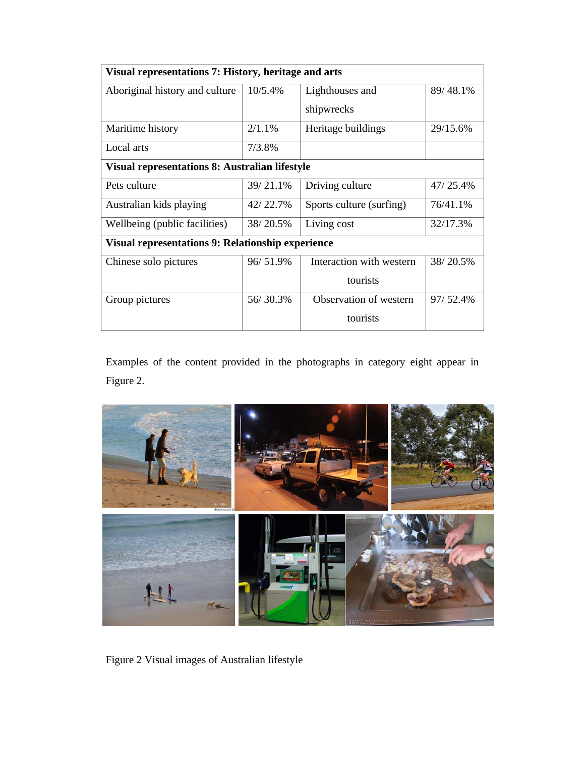| Visual representations 7: History, heritage and arts | | | |
|---|---|---|---|
| Aboriginal history and culture | 10/5.4% | Lighthouses and shipwrecks | 89/ 48.1% |
| Maritime history | 2/1.1% | Heritage buildings | 29/15.6% |
| Local arts | 7/3.8% | | |
| **Visual representations 8: Australian lifestyle** | | | |
| Pets culture | 39/ 21.1% | Driving culture | 47/ 25.4% |
| Australian kids playing | 42/ 22.7% | Sports culture (surfing) | 76/41.1% |
| Wellbeing (public facilities) | 38/ 20.5% | Living cost | 32/17.3% |
| **Visual representations 9: Relationship experience** | | | |
| Chinese solo pictures | 96/ 51.9% | Interaction with western tourists | 38/ 20.5% |
| Group pictures | 56/ 30.3% | Observation of western tourists | 97/ 52.4% |

Examples of the content provided in the photographs in category eight appear in Figure 2.

Figure 2 Visual images of Australian lifestyle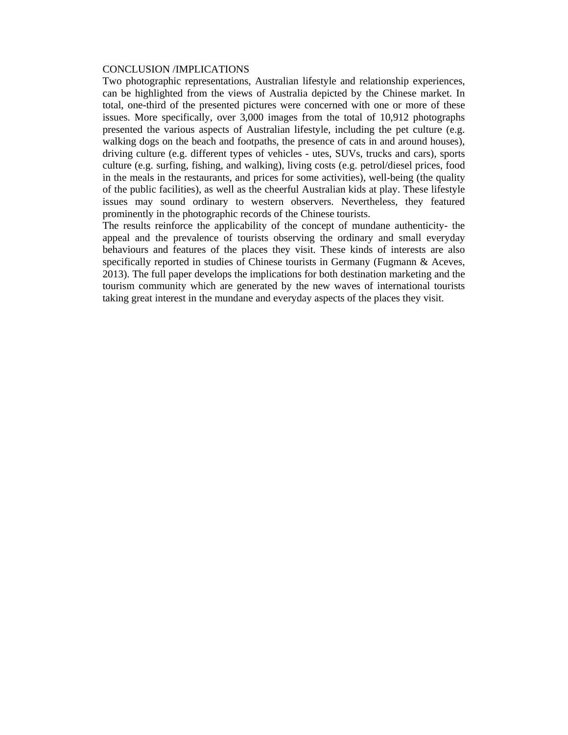## CONCLUSION /IMPLICATIONS

Two photographic representations, Australian lifestyle and relationship experiences, can be highlighted from the views of Australia depicted by the Chinese market. In total, one-third of the presented pictures were concerned with one or more of these issues. More specifically, over 3,000 images from the total of 10,912 photographs presented the various aspects of Australian lifestyle, including the pet culture (e.g. walking dogs on the beach and footpaths, the presence of cats in and around houses), driving culture (e.g. different types of vehicles - utes, SUVs, trucks and cars), sports culture (e.g. surfing, fishing, and walking), living costs (e.g. petrol/diesel prices, food in the meals in the restaurants, and prices for some activities), well-being (the quality of the public facilities), as well as the cheerful Australian kids at play. These lifestyle issues may sound ordinary to western observers. Nevertheless, they featured prominently in the photographic records of the Chinese tourists.

The results reinforce the applicability of the concept of mundane authenticity- the appeal and the prevalence of tourists observing the ordinary and small everyday behaviours and features of the places they visit. These kinds of interests are also specifically reported in studies of Chinese tourists in Germany (Fugmann & Aceves, 2013). The full paper develops the implications for both destination marketing and the tourism community which are generated by the new waves of international tourists taking great interest in the mundane and everyday aspects of the places they visit.